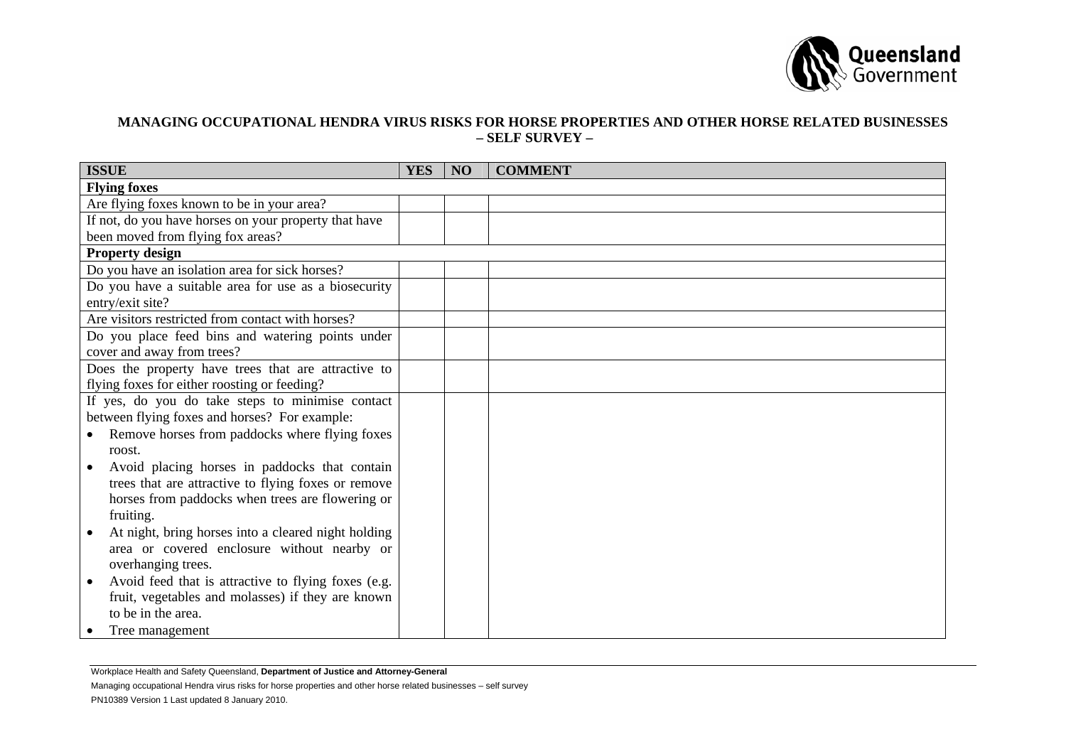## MANAGING OCCUPATIONAL HENDRA VIRUS RISKS FOR HORSE PROPERTIES AND OTHER HORSE RELATED BUSINESSES – SELF SURVEY –

| ISSUE | YES | NO | COMMENT |
|---|---|---|---|
| **Flying foxes** | | | |
| Are flying foxes known to be in your area? | | | |
| If not, do you have horses on your property that have been moved from flying fox areas? | | | |
| **Property design** | | | |
| Do you have an isolation area for sick horses? | | | |
| Do you have a suitable area for use as a biosecurity entry/exit site? | | | |
| Are visitors restricted from contact with horses? | | | |
| Do you place feed bins and watering points under cover and away from trees? | | | |
| Does the property have trees that are attractive to flying foxes for either roosting or feeding? | | | |
| If yes, do you do take steps to minimise contact between flying foxes and horses? For example:<br>• Remove horses from paddocks where flying foxes roost.<br>• Avoid placing horses in paddocks that contain trees that are attractive to flying foxes or remove horses from paddocks when trees are flowering or fruiting.<br>• At night, bring horses into a cleared night holding area or covered enclosure without nearby or overhanging trees.<br>• Avoid feed that is attractive to flying foxes (e.g. fruit, vegetables and molasses) if they are known to be in the area.<br>• Tree management | | | |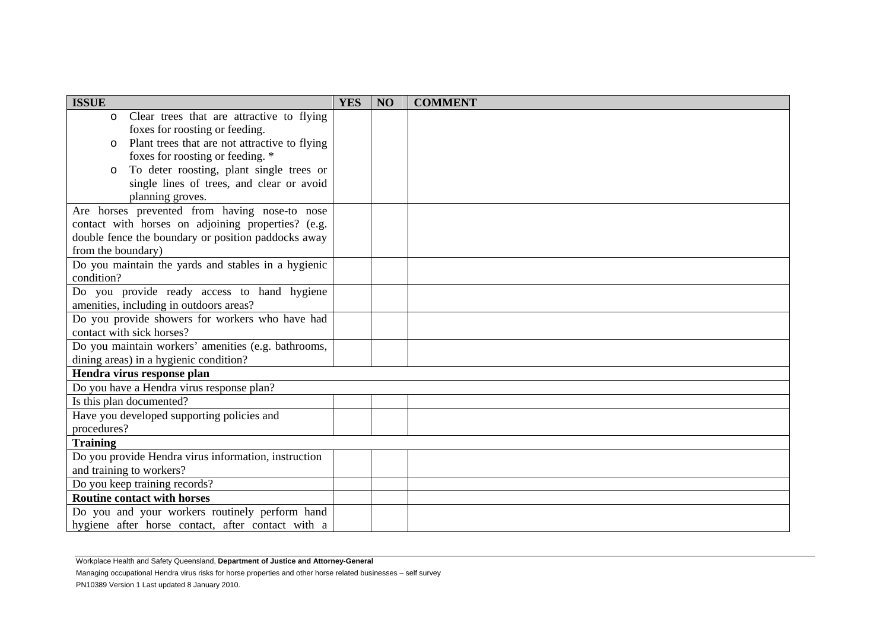| ISSUE | YES | NO | COMMENT |
| --- | --- | --- | --- |
| o Clear trees that are attractive to flying foxes for roosting or feeding.<br>o Plant trees that are not attractive to flying foxes for roosting or feeding. *<br>o To deter roosting, plant single trees or single lines of trees, and clear or avoid planning groves. | | | |
| Are horses prevented from having nose-to nose contact with horses on adjoining properties? (e.g. double fence the boundary or position paddocks away from the boundary) | | | |
| Do you maintain the yards and stables in a hygienic condition? | | | |
| Do you provide ready access to hand hygiene amenities, including in outdoors areas? | | | |
| Do you provide showers for workers who have had contact with sick horses? | | | |
| Do you maintain workers' amenities (e.g. bathrooms, dining areas) in a hygienic condition? | | | |
| **Hendra virus response plan** | | | |
| Do you have a Hendra virus response plan? | | | |
| Is this plan documented? | | | |
| Have you developed supporting policies and procedures? | | | |
| **Training** | | | |
| Do you provide Hendra virus information, instruction and training to workers? | | | |
| Do you keep training records? | | | |
| **Routine contact with horses** | | | |
| Do you and your workers routinely perform hand hygiene after horse contact, after contact with a | | | |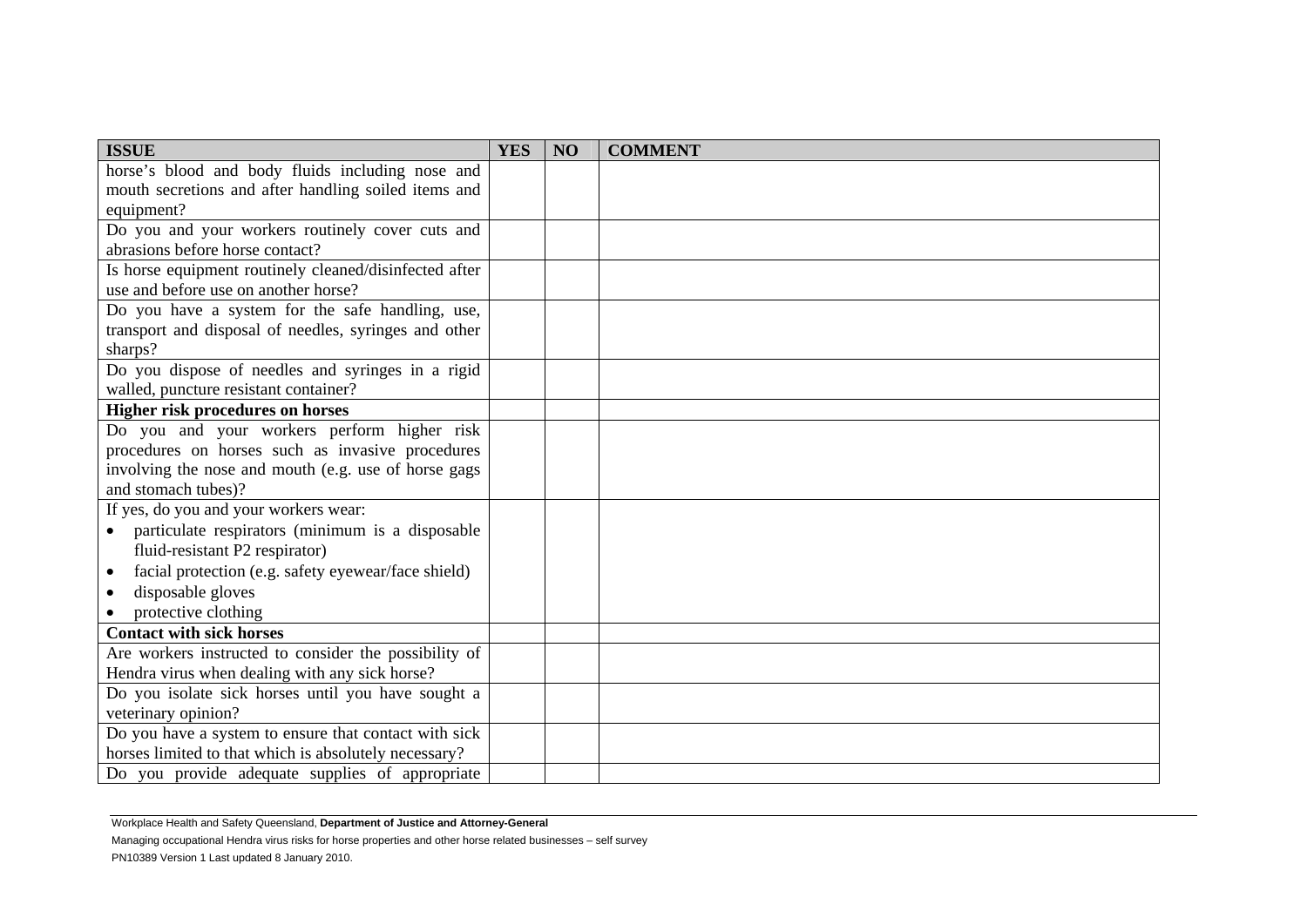| ISSUE | YES | NO | COMMENT |
| --- | --- | --- | --- |
| horse's blood and body fluids including nose and mouth secretions and after handling soiled items and equipment? | | | |
| Do you and your workers routinely cover cuts and abrasions before horse contact? | | | |
| Is horse equipment routinely cleaned/disinfected after use and before use on another horse? | | | |
| Do you have a system for the safe handling, use, transport and disposal of needles, syringes and other sharps? | | | |
| Do you dispose of needles and syringes in a rigid walled, puncture resistant container? | | | |
| **Higher risk procedures on horses** | | | |
| Do you and your workers perform higher risk procedures on horses such as invasive procedures involving the nose and mouth (e.g. use of horse gags and stomach tubes)? | | | |
| If yes, do you and your workers wear: <br>• particulate respirators (minimum is a disposable fluid-resistant P2 respirator) <br>• facial protection (e.g. safety eyewear/face shield) <br>• disposable gloves <br>• protective clothing | | | |
| **Contact with sick horses** | | | |
| Are workers instructed to consider the possibility of Hendra virus when dealing with any sick horse? | | | |
| Do you isolate sick horses until you have sought a veterinary opinion? | | | |
| Do you have a system to ensure that contact with sick horses limited to that which is absolutely necessary? | | | |
| Do you provide adequate supplies of appropriate | | | |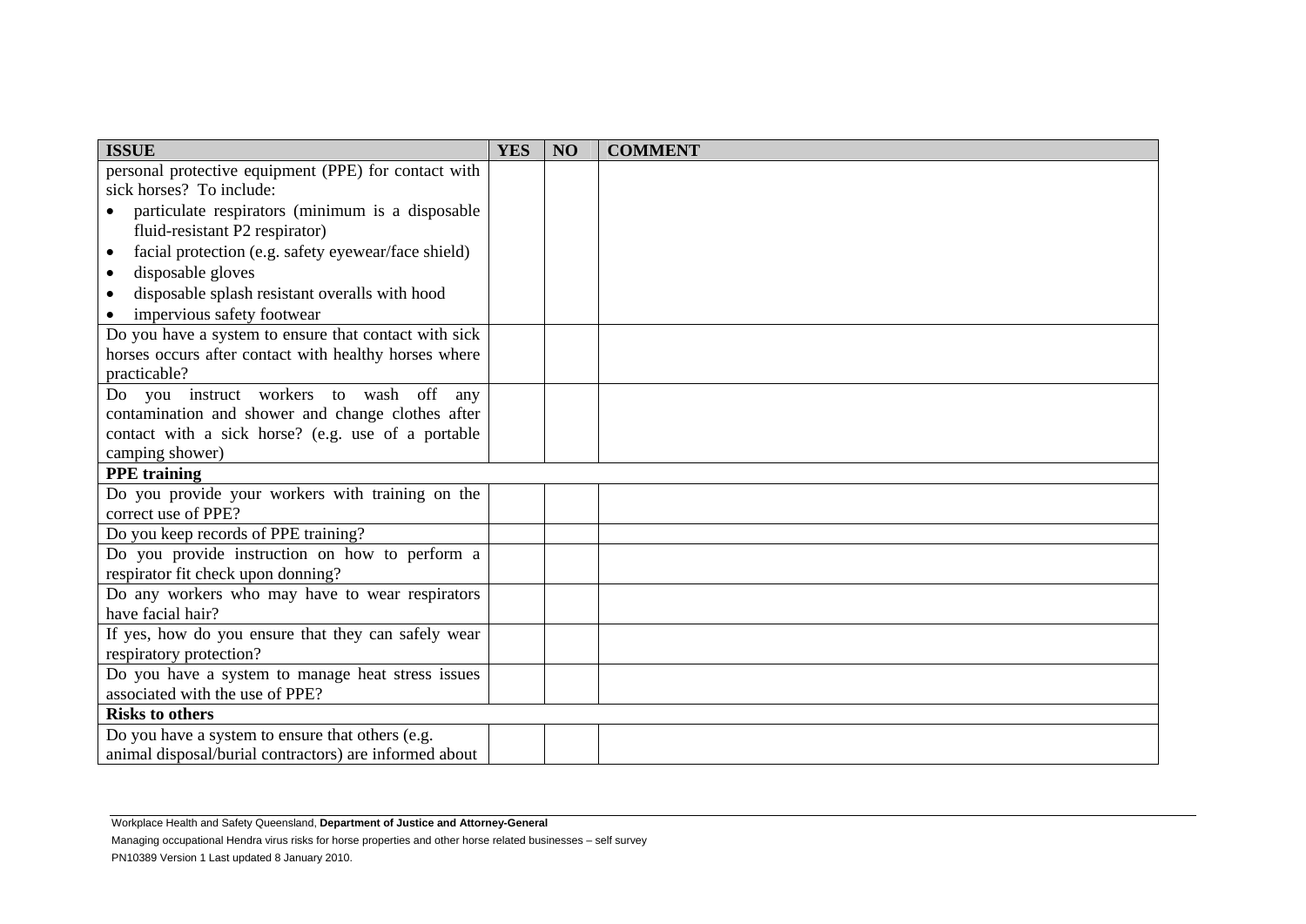| ISSUE | YES | NO | COMMENT |
| --- | --- | --- | --- |
| personal protective equipment (PPE) for contact with sick horses? To include:<br>• particulate respirators (minimum is a disposable fluid-resistant P2 respirator)<br>• facial protection (e.g. safety eyewear/face shield)<br>• disposable gloves<br>• disposable splash resistant overalls with hood<br>• impervious safety footwear | | | |
| Do you have a system to ensure that contact with sick horses occurs after contact with healthy horses where practicable? | | | |
| Do you instruct workers to wash off any contamination and shower and change clothes after contact with a sick horse? (e.g. use of a portable camping shower) | | | |
| **PPE training** | | | |
| Do you provide your workers with training on the correct use of PPE? | | | |
| Do you keep records of PPE training? | | | |
| Do you provide instruction on how to perform a respirator fit check upon donning? | | | |
| Do any workers who may have to wear respirators have facial hair? | | | |
| If yes, how do you ensure that they can safely wear respiratory protection? | | | |
| Do you have a system to manage heat stress issues associated with the use of PPE? | | | |
| **Risks to others** | | | |
| Do you have a system to ensure that others (e.g. animal disposal/burial contractors) are informed about | | | |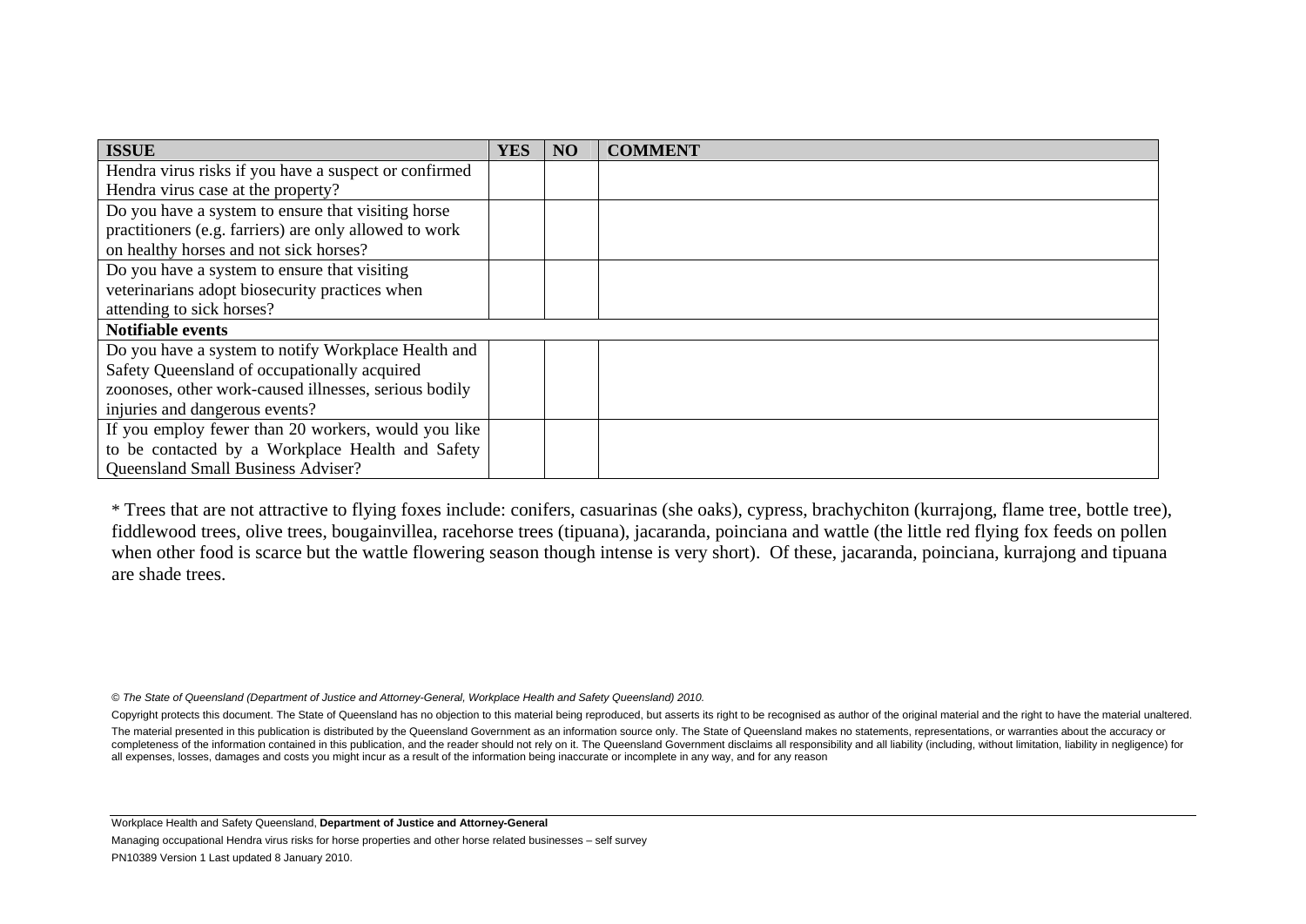| ISSUE | YES | NO | COMMENT |
|---|---|---|---|
| Hendra virus risks if you have a suspect or confirmed Hendra virus case at the property? | | | |
| Do you have a system to ensure that visiting horse practitioners (e.g. farriers) are only allowed to work on healthy horses and not sick horses? | | | |
| Do you have a system to ensure that visiting veterinarians adopt biosecurity practices when attending to sick horses? | | | |
| **Notifiable events** | | | |
| Do you have a system to notify Workplace Health and Safety Queensland of occupationally acquired zoonoses, other work-caused illnesses, serious bodily injuries and dangerous events? | | | |
| If you employ fewer than 20 workers, would you like to be contacted by a Workplace Health and Safety Queensland Small Business Adviser? | | | |

* Trees that are not attractive to flying foxes include: conifers, casuarinas (she oaks), cypress, brachychiton (kurrajong, flame tree, bottle tree), fiddlewood trees, olive trees, bougainvillea, racehorse trees (tipuana), jacaranda, poinciana and wattle (the little red flying fox feeds on pollen when other food is scarce but the wattle flowering season though intense is very short). Of these, jacaranda, poinciana, kurrajong and tipuana are shade trees.

© *The State of Queensland (Department of Justice and Attorney-General, Workplace Health and Safety Queensland) 2010.*

Copyright protects this document. The State of Queensland has no objection to this material being reproduced, but asserts its right to be recognised as author of the original material and the right to have the material unaltered.

The material presented in this publication is distributed by the Queensland Government as an information source only. The State of Queensland makes no statements, representations, or warranties about the accuracy or completeness of the information contained in this publication, and the reader should not rely on it. The Queensland Government disclaims all responsibility and all liability (including, without limitation, liability in negligence) for all expenses, losses, damages and costs you might incur as a result of the information being inaccurate or incomplete in any way, and for any reason

Workplace Health and Safety Queensland, **Department of Justice and Attorney-General**

Managing occupational Hendra virus risks for horse properties and other horse related businesses – self survey

PN10389 Version 1 Last updated 8 January 2010.